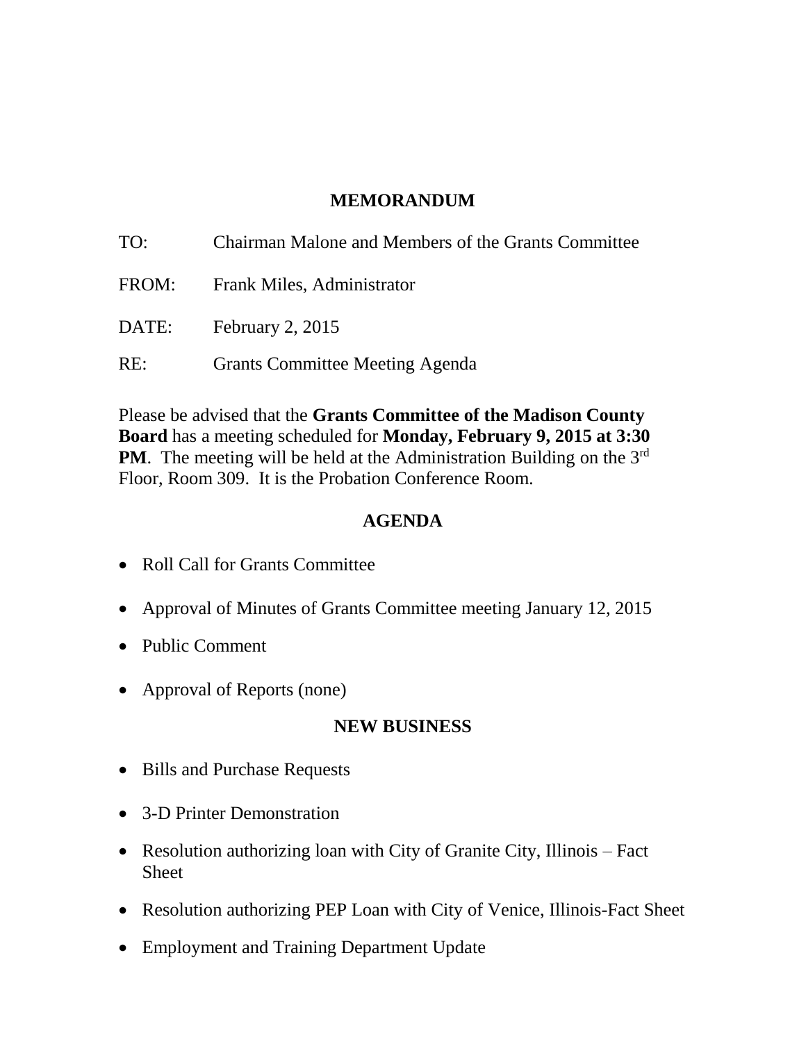# MEMORANDUM

TO: Chairman Malone and Members of the Grants Committee

FROM: Frank Miles, Administrator

DATE: February 2, 2015

RE: Grants Committee Meeting Agenda

Please be advised that the **Grants Committee of the Madison County Board** has a meeting scheduled for **Monday, February 9, 2015 at 3:30 PM**. The meeting will be held at the Administration Building on the 3rd Floor, Room 309. It is the Probation Conference Room.

## AGENDA

- Roll Call for Grants Committee
- Approval of Minutes of Grants Committee meeting January 12, 2015
- Public Comment
- Approval of Reports (none)

## NEW BUSINESS

- Bills and Purchase Requests
- 3-D Printer Demonstration
- Resolution authorizing loan with City of Granite City, Illinois – Fact Sheet
- Resolution authorizing PEP Loan with City of Venice, Illinois-Fact Sheet
- Employment and Training Department Update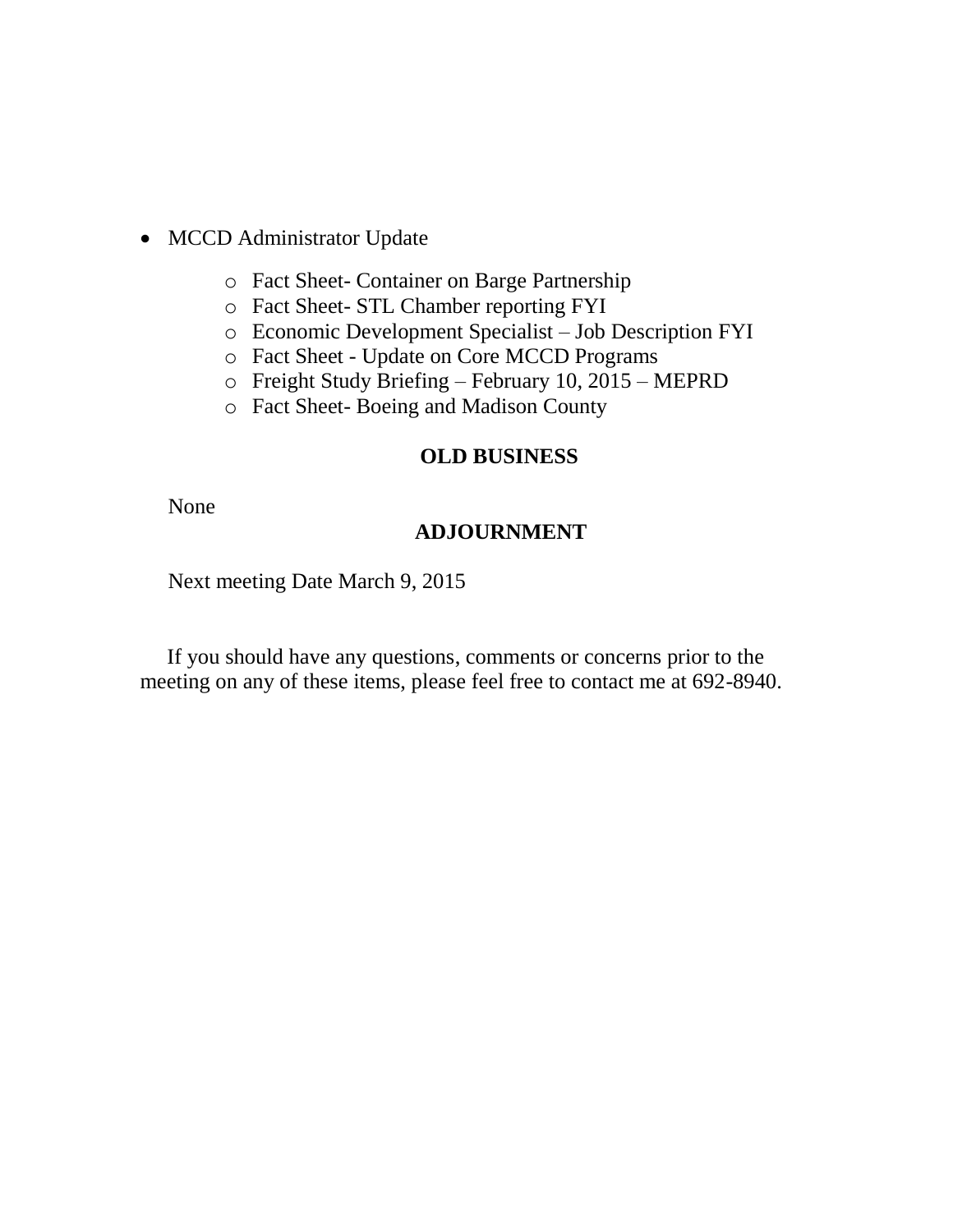- MCCD Administrator Update
  - Fact Sheet- Container on Barge Partnership
  - Fact Sheet- STL Chamber reporting FYI
  - Economic Development Specialist – Job Description FYI
  - Fact Sheet - Update on Core MCCD Programs
  - Freight Study Briefing – February 10, 2015 – MEPRD
  - Fact Sheet- Boeing and Madison County

**OLD BUSINESS**

None

**ADJOURNMENT**

Next meeting Date March 9, 2015

If you should have any questions, comments or concerns prior to the meeting on any of these items, please feel free to contact me at 692-8940.